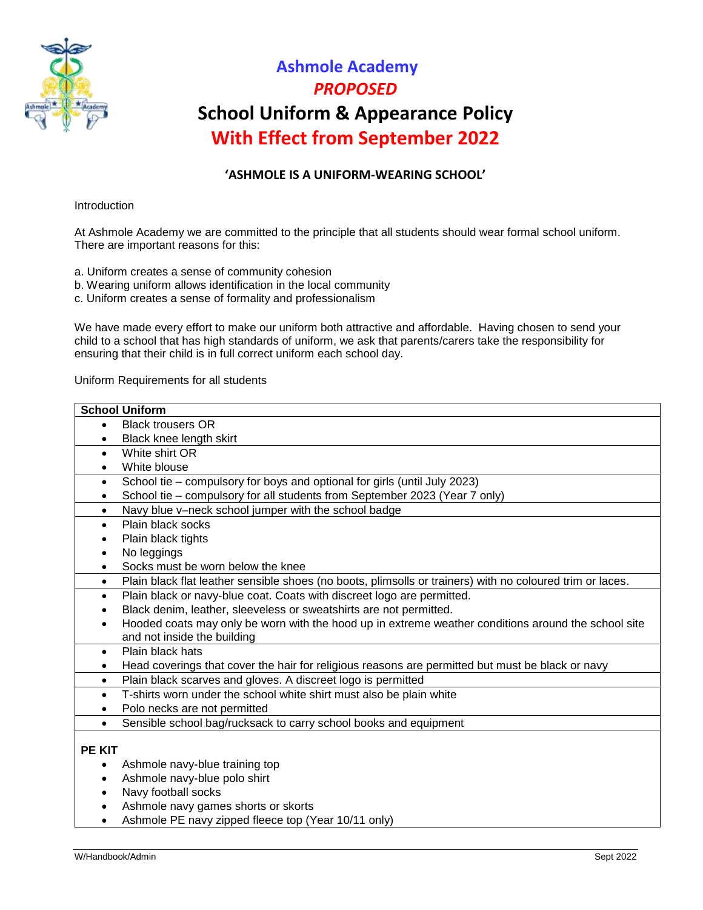# Ashmole Academy

## *PROPOSED*

# School Uniform & Appearance Policy

## With Effect from September 2022

**'ASHMOLE IS A UNIFORM-WEARING SCHOOL'**

Introduction

At Ashmole Academy we are committed to the principle that all students should wear formal school uniform. There are important reasons for this:

a. Uniform creates a sense of community cohesion
b. Wearing uniform allows identification in the local community
c. Uniform creates a sense of formality and professionalism

We have made every effort to make our uniform both attractive and affordable. Having chosen to send your child to a school that has high standards of uniform, we ask that parents/carers take the responsibility for ensuring that their child is in full correct uniform each school day.

Uniform Requirements for all students

| **School Uniform** |
|---|
| • Black trousers OR<br>• Black knee length skirt |
| • White shirt OR<br>• White blouse |
| • School tie – compulsory for boys and optional for girls (until July 2023)<br>• School tie – compulsory for all students from September 2023 (Year 7 only) |
| • Navy blue v–neck school jumper with the school badge |
| • Plain black socks<br>• Plain black tights<br>• No leggings<br>• Socks must be worn below the knee |
| • Plain black flat leather sensible shoes (no boots, plimsolls or trainers) with no coloured trim or laces. |
| • Plain black or navy-blue coat. Coats with discreet logo are permitted.<br>• Black denim, leather, sleeveless or sweatshirts are not permitted.<br>• Hooded coats may only be worn with the hood up in extreme weather conditions around the school site and not inside the building |
| • Plain black hats<br>• Head coverings that cover the hair for religious reasons are permitted but must be black or navy |
| • Plain black scarves and gloves. A discreet logo is permitted |
| • T-shirts worn under the school white shirt must also be plain white<br>• Polo necks are not permitted |
| • Sensible school bag/rucksack to carry school books and equipment |
| **PE KIT**<br>• Ashmole navy-blue training top<br>• Ashmole navy-blue polo shirt<br>• Navy football socks<br>• Ashmole navy games shorts or skorts<br>• Ashmole PE navy zipped fleece top (Year 10/11 only) |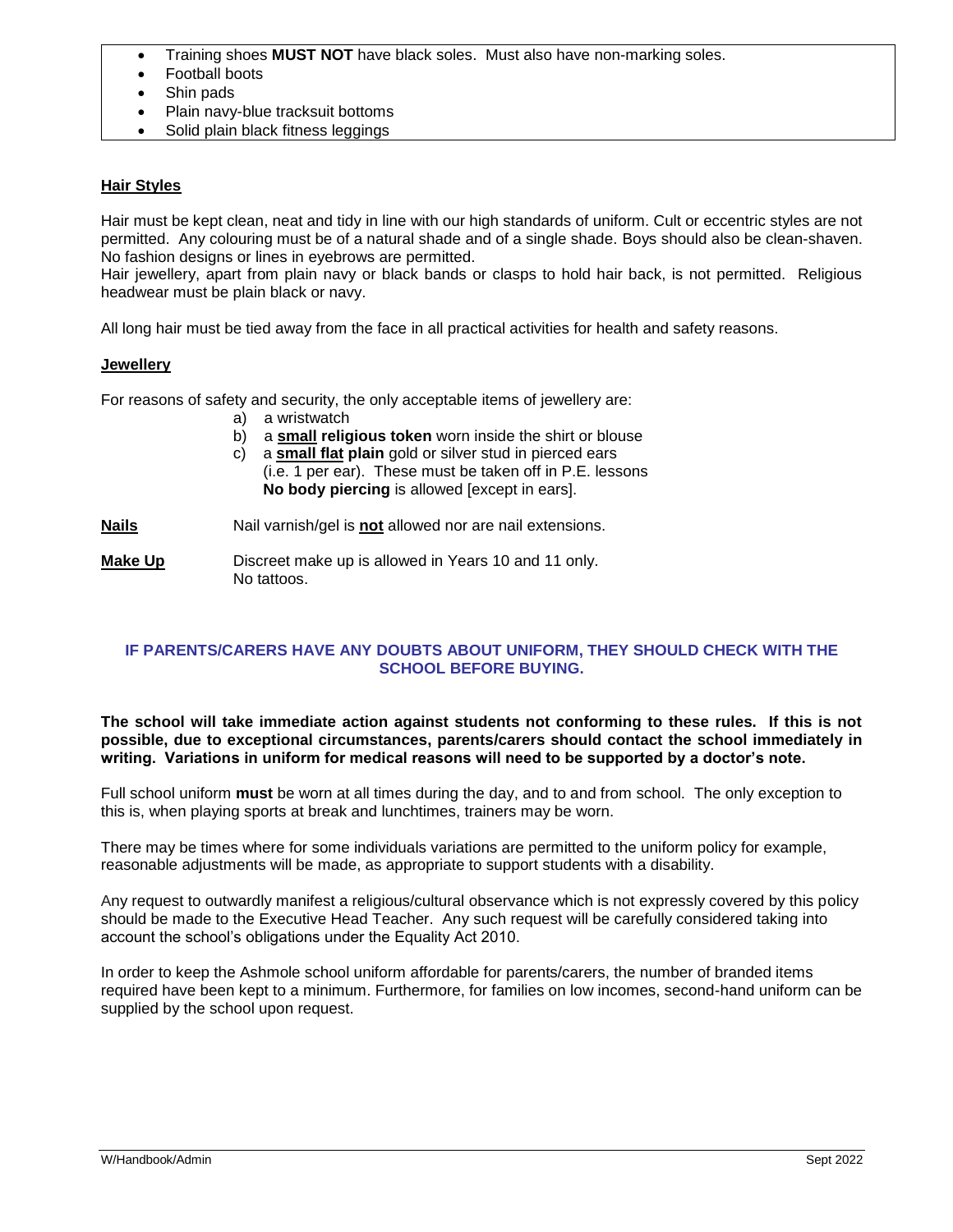- Training shoes **MUST NOT** have black soles. Must also have non-marking soles.
- Football boots
- Shin pads
- Plain navy-blue tracksuit bottoms
- Solid plain black fitness leggings

**Hair Styles**

Hair must be kept clean, neat and tidy in line with our high standards of uniform. Cult or eccentric styles are not permitted. Any colouring must be of a natural shade and of a single shade. Boys should also be clean-shaven. No fashion designs or lines in eyebrows are permitted.
Hair jewellery, apart from plain navy or black bands or clasps to hold hair back, is not permitted. Religious headwear must be plain black or navy.

All long hair must be tied away from the face in all practical activities for health and safety reasons.

**Jewellery**

For reasons of safety and security, the only acceptable items of jewellery are:

a) a wristwatch
b) a **small religious token** worn inside the shirt or blouse
c) a **small flat plain** gold or silver stud in pierced ears (i.e. 1 per ear). These must be taken off in P.E. lessons

**No body piercing** is allowed [except in ears].

**Nails** Nail varnish/gel is **not** allowed nor are nail extensions.

**Make Up** Discreet make up is allowed in Years 10 and 11 only.
No tattoos.

**IF PARENTS/CARERS HAVE ANY DOUBTS ABOUT UNIFORM, THEY SHOULD CHECK WITH THE SCHOOL BEFORE BUYING.**

**The school will take immediate action against students not conforming to these rules. If this is not possible, due to exceptional circumstances, parents/carers should contact the school immediately in writing. Variations in uniform for medical reasons will need to be supported by a doctor's note.**

Full school uniform **must** be worn at all times during the day, and to and from school. The only exception to this is, when playing sports at break and lunchtimes, trainers may be worn.

There may be times where for some individuals variations are permitted to the uniform policy for example, reasonable adjustments will be made, as appropriate to support students with a disability.

Any request to outwardly manifest a religious/cultural observance which is not expressly covered by this policy should be made to the Executive Head Teacher. Any such request will be carefully considered taking into account the school's obligations under the Equality Act 2010.

In order to keep the Ashmole school uniform affordable for parents/carers, the number of branded items required have been kept to a minimum. Furthermore, for families on low incomes, second-hand uniform can be supplied by the school upon request.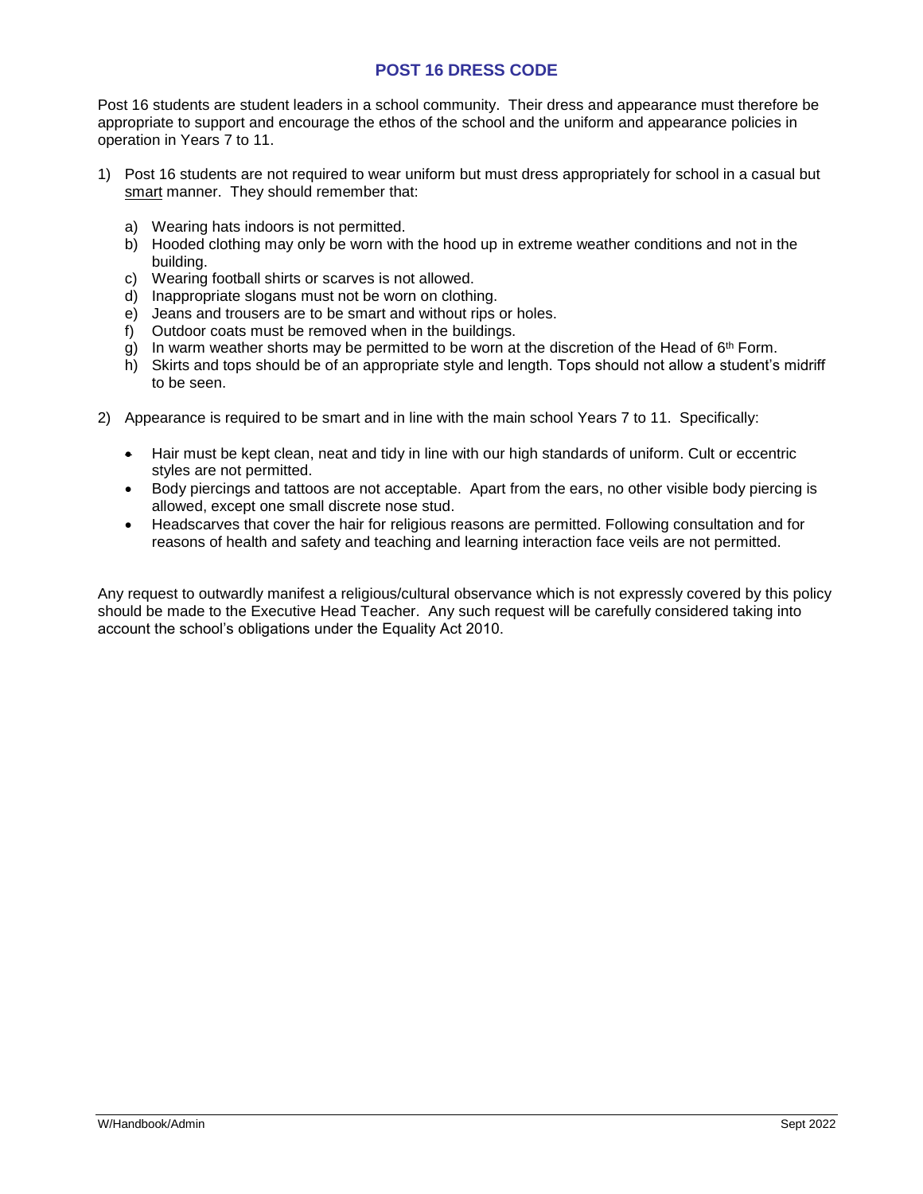## POST 16 DRESS CODE

Post 16 students are student leaders in a school community. Their dress and appearance must therefore be appropriate to support and encourage the ethos of the school and the uniform and appearance policies in operation in Years 7 to 11.

1) Post 16 students are not required to wear uniform but must dress appropriately for school in a casual but smart manner. They should remember that:

   a) Wearing hats indoors is not permitted.
   b) Hooded clothing may only be worn with the hood up in extreme weather conditions and not in the building.
   c) Wearing football shirts or scarves is not allowed.
   d) Inappropriate slogans must not be worn on clothing.
   e) Jeans and trousers are to be smart and without rips or holes.
   f) Outdoor coats must be removed when in the buildings.
   g) In warm weather shorts may be permitted to be worn at the discretion of the Head of 6th Form.
   h) Skirts and tops should be of an appropriate style and length. Tops should not allow a student's midriff to be seen.

2) Appearance is required to be smart and in line with the main school Years 7 to 11. Specifically:

   - Hair must be kept clean, neat and tidy in line with our high standards of uniform. Cult or eccentric styles are not permitted.
   - Body piercings and tattoos are not acceptable. Apart from the ears, no other visible body piercing is allowed, except one small discrete nose stud.
   - Headscarves that cover the hair for religious reasons are permitted. Following consultation and for reasons of health and safety and teaching and learning interaction face veils are not permitted.

Any request to outwardly manifest a religious/cultural observance which is not expressly covered by this policy should be made to the Executive Head Teacher. Any such request will be carefully considered taking into account the school's obligations under the Equality Act 2010.